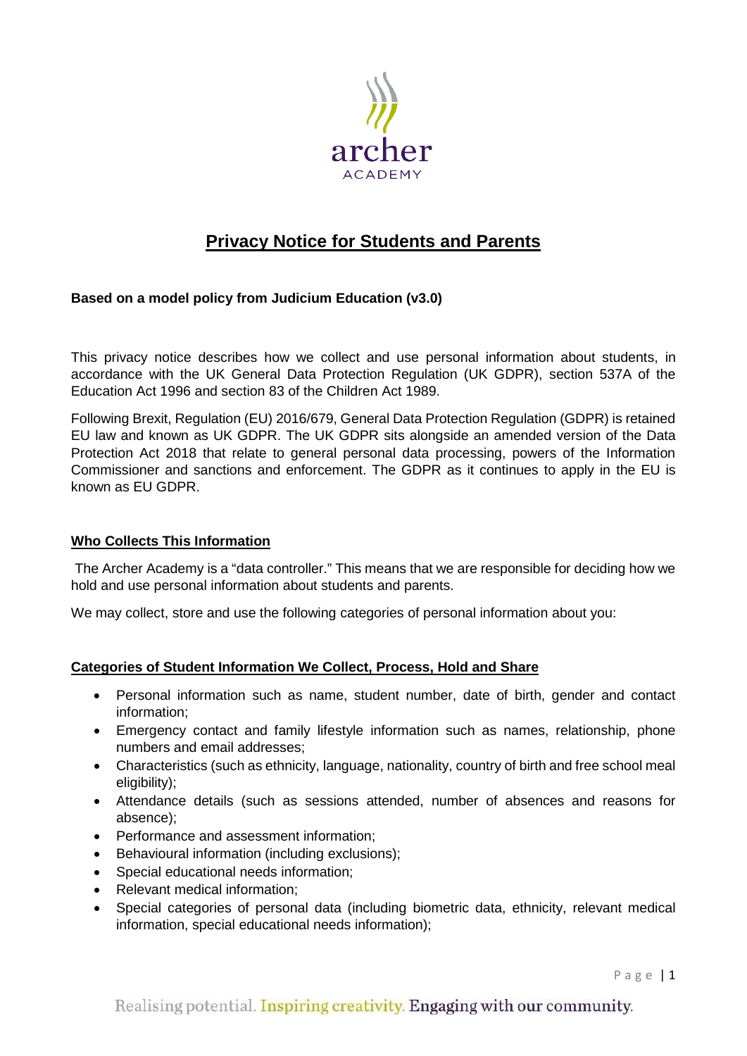# Privacy Notice for Students and Parents

**Based on a model policy from Judicium Education (v3.0)**

This privacy notice describes how we collect and use personal information about students, in accordance with the UK General Data Protection Regulation (UK GDPR), section 537A of the Education Act 1996 and section 83 of the Children Act 1989.

Following Brexit, Regulation (EU) 2016/679, General Data Protection Regulation (GDPR) is retained EU law and known as UK GDPR. The UK GDPR sits alongside an amended version of the Data Protection Act 2018 that relate to general personal data processing, powers of the Information Commissioner and sanctions and enforcement. The GDPR as it continues to apply in the EU is known as EU GDPR.

## Who Collects This Information

The Archer Academy is a "data controller." This means that we are responsible for deciding how we hold and use personal information about students and parents.

We may collect, store and use the following categories of personal information about you:

## Categories of Student Information We Collect, Process, Hold and Share

- Personal information such as name, student number, date of birth, gender and contact information;
- Emergency contact and family lifestyle information such as names, relationship, phone numbers and email addresses;
- Characteristics (such as ethnicity, language, nationality, country of birth and free school meal eligibility);
- Attendance details (such as sessions attended, number of absences and reasons for absence);
- Performance and assessment information;
- Behavioural information (including exclusions);
- Special educational needs information;
- Relevant medical information;
- Special categories of personal data (including biometric data, ethnicity, relevant medical information, special educational needs information);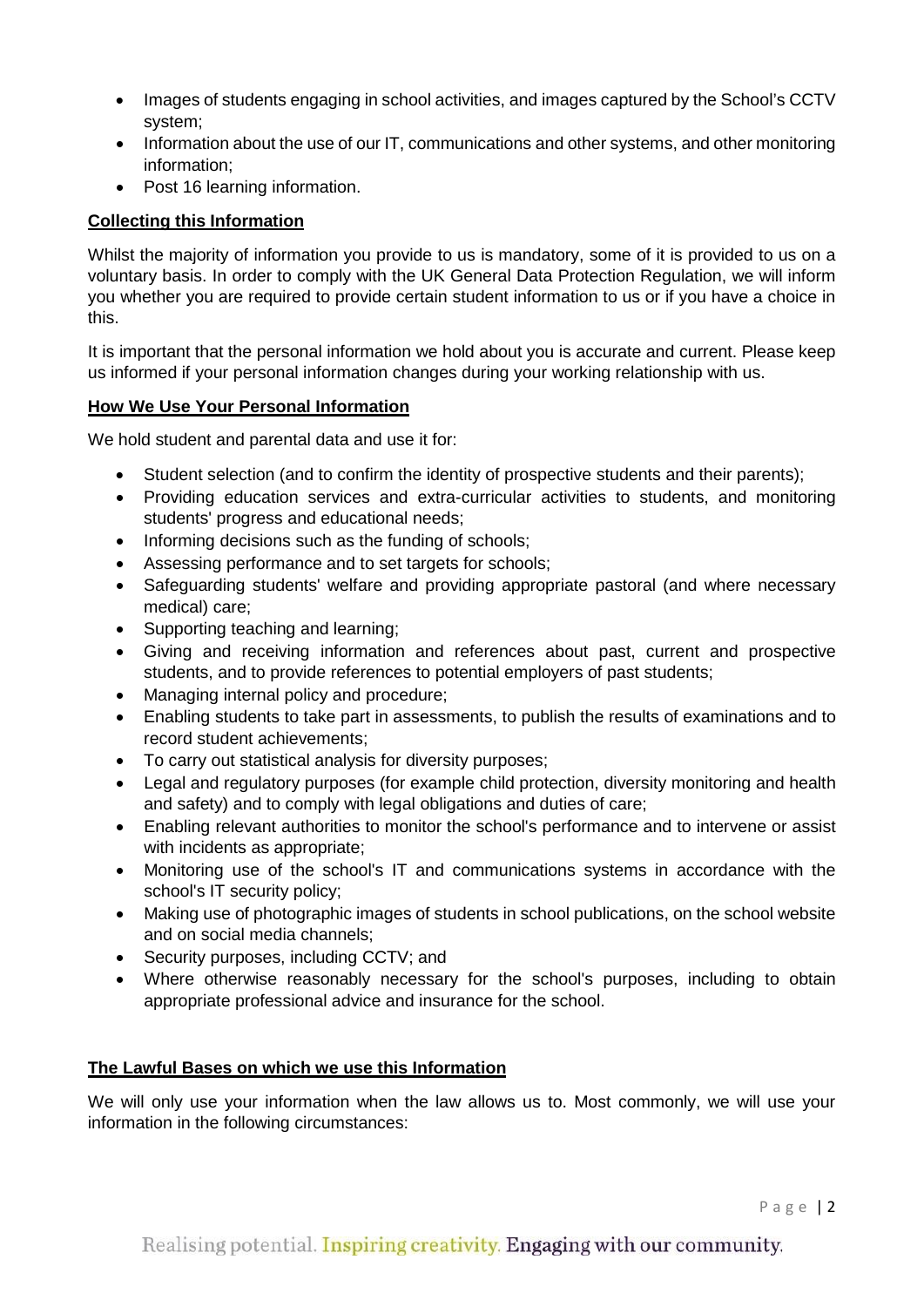- Images of students engaging in school activities, and images captured by the School's CCTV system;
- Information about the use of our IT, communications and other systems, and other monitoring information;
- Post 16 learning information.

**Collecting this Information**

Whilst the majority of information you provide to us is mandatory, some of it is provided to us on a voluntary basis. In order to comply with the UK General Data Protection Regulation, we will inform you whether you are required to provide certain student information to us or if you have a choice in this.

It is important that the personal information we hold about you is accurate and current. Please keep us informed if your personal information changes during your working relationship with us.

**How We Use Your Personal Information**

We hold student and parental data and use it for:

- Student selection (and to confirm the identity of prospective students and their parents);
- Providing education services and extra-curricular activities to students, and monitoring students' progress and educational needs;
- Informing decisions such as the funding of schools;
- Assessing performance and to set targets for schools;
- Safeguarding students' welfare and providing appropriate pastoral (and where necessary medical) care;
- Supporting teaching and learning;
- Giving and receiving information and references about past, current and prospective students, and to provide references to potential employers of past students;
- Managing internal policy and procedure;
- Enabling students to take part in assessments, to publish the results of examinations and to record student achievements;
- To carry out statistical analysis for diversity purposes;
- Legal and regulatory purposes (for example child protection, diversity monitoring and health and safety) and to comply with legal obligations and duties of care;
- Enabling relevant authorities to monitor the school's performance and to intervene or assist with incidents as appropriate;
- Monitoring use of the school's IT and communications systems in accordance with the school's IT security policy;
- Making use of photographic images of students in school publications, on the school website and on social media channels;
- Security purposes, including CCTV; and
- Where otherwise reasonably necessary for the school's purposes, including to obtain appropriate professional advice and insurance for the school.

**The Lawful Bases on which we use this Information**

We will only use your information when the law allows us to. Most commonly, we will use your information in the following circumstances: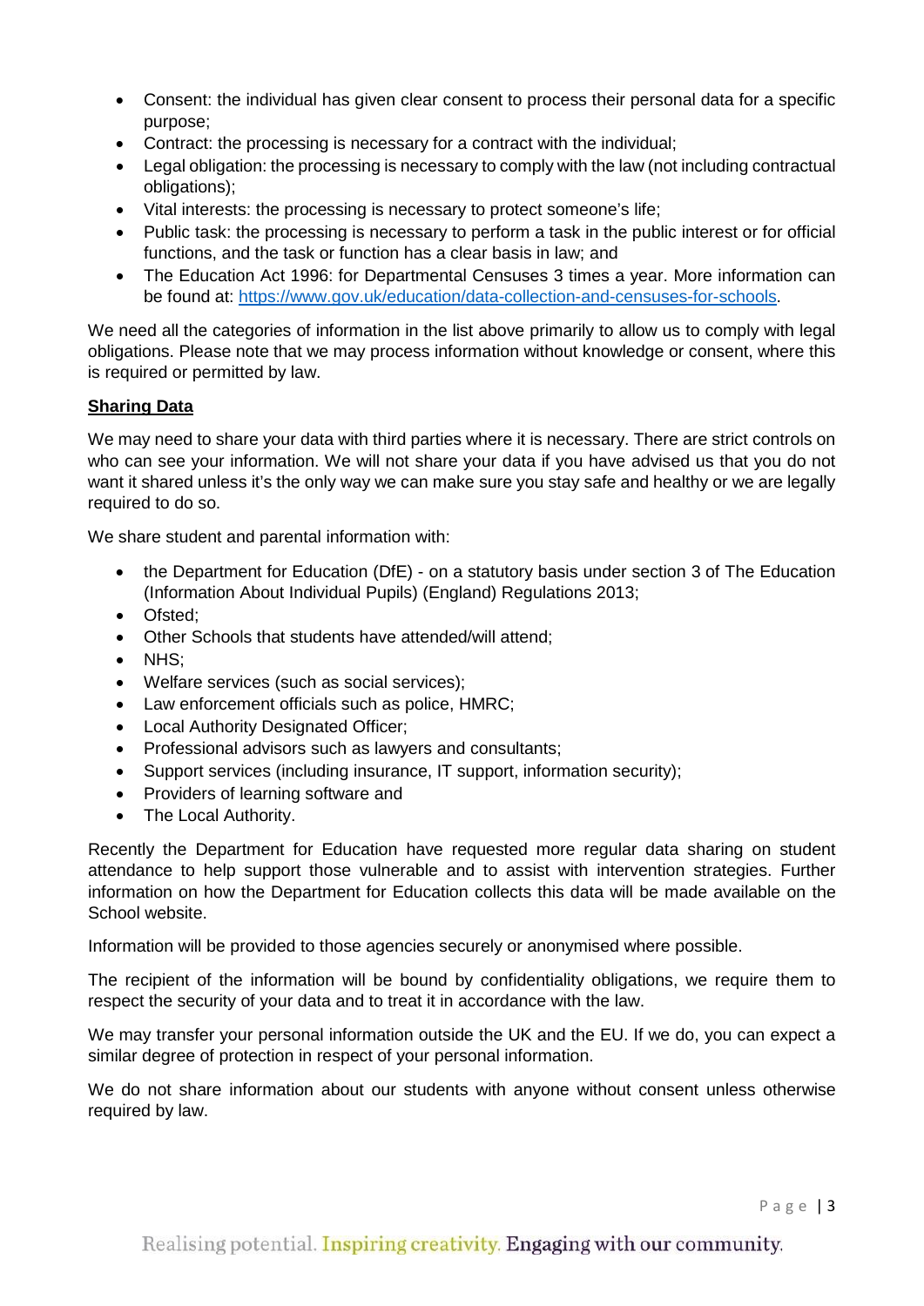- Consent: the individual has given clear consent to process their personal data for a specific purpose;
- Contract: the processing is necessary for a contract with the individual;
- Legal obligation: the processing is necessary to comply with the law (not including contractual obligations);
- Vital interests: the processing is necessary to protect someone's life;
- Public task: the processing is necessary to perform a task in the public interest or for official functions, and the task or function has a clear basis in law; and
- The Education Act 1996: for Departmental Censuses 3 times a year. More information can be found at: [https://www.gov.uk/education/data-collection-and-censuses-for-schools](https://www.gov.uk/education/data-collection-and-censuses-for-schools).

We need all the categories of information in the list above primarily to allow us to comply with legal obligations. Please note that we may process information without knowledge or consent, where this is required or permitted by law.

**Sharing Data**

We may need to share your data with third parties where it is necessary. There are strict controls on who can see your information. We will not share your data if you have advised us that you do not want it shared unless it's the only way we can make sure you stay safe and healthy or we are legally required to do so.

We share student and parental information with:

- the Department for Education (DfE) - on a statutory basis under section 3 of The Education (Information About Individual Pupils) (England) Regulations 2013;
- Ofsted;
- Other Schools that students have attended/will attend;
- NHS;
- Welfare services (such as social services);
- Law enforcement officials such as police, HMRC;
- Local Authority Designated Officer;
- Professional advisors such as lawyers and consultants;
- Support services (including insurance, IT support, information security);
- Providers of learning software and
- The Local Authority.

Recently the Department for Education have requested more regular data sharing on student attendance to help support those vulnerable and to assist with intervention strategies. Further information on how the Department for Education collects this data will be made available on the School website.

Information will be provided to those agencies securely or anonymised where possible.

The recipient of the information will be bound by confidentiality obligations, we require them to respect the security of your data and to treat it in accordance with the law.

We may transfer your personal information outside the UK and the EU. If we do, you can expect a similar degree of protection in respect of your personal information.

We do not share information about our students with anyone without consent unless otherwise required by law.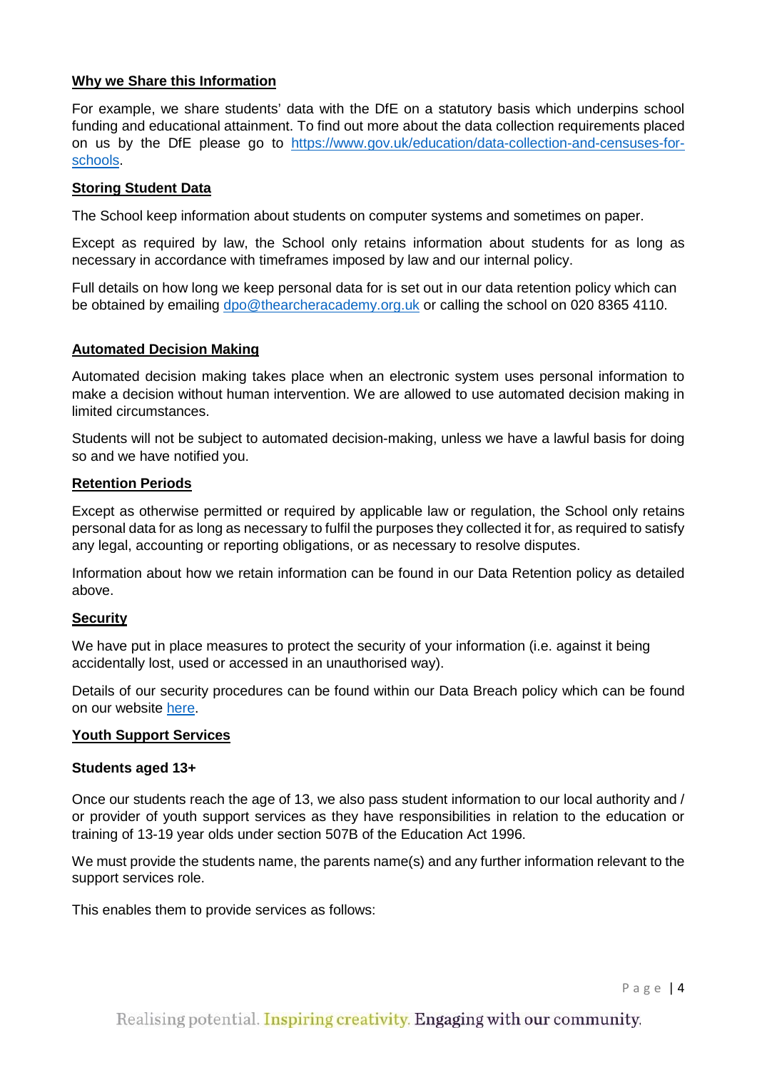**Why we Share this Information**

For example, we share students' data with the DfE on a statutory basis which underpins school funding and educational attainment. To find out more about the data collection requirements placed on us by the DfE please go to [https://www.gov.uk/education/data-collection-and-censuses-for-schools](https://www.gov.uk/education/data-collection-and-censuses-for-schools).

**Storing Student Data**

The School keep information about students on computer systems and sometimes on paper.

Except as required by law, the School only retains information about students for as long as necessary in accordance with timeframes imposed by law and our internal policy.

Full details on how long we keep personal data for is set out in our data retention policy which can be obtained by emailing [dpo@thearcheracademy.org.uk](mailto:dpo@thearcheracademy.org.uk) or calling the school on 020 8365 4110.

**Automated Decision Making**

Automated decision making takes place when an electronic system uses personal information to make a decision without human intervention. We are allowed to use automated decision making in limited circumstances.

Students will not be subject to automated decision-making, unless we have a lawful basis for doing so and we have notified you.

**Retention Periods**

Except as otherwise permitted or required by applicable law or regulation, the School only retains personal data for as long as necessary to fulfil the purposes they collected it for, as required to satisfy any legal, accounting or reporting obligations, or as necessary to resolve disputes.

Information about how we retain information can be found in our Data Retention policy as detailed above.

**Security**

We have put in place measures to protect the security of your information (i.e. against it being accidentally lost, used or accessed in an unauthorised way).

Details of our security procedures can be found within our Data Breach policy which can be found on our website here.

**Youth Support Services**

**Students aged 13+**

Once our students reach the age of 13, we also pass student information to our local authority and / or provider of youth support services as they have responsibilities in relation to the education or training of 13-19 year olds under section 507B of the Education Act 1996.

We must provide the students name, the parents name(s) and any further information relevant to the support services role.

This enables them to provide services as follows: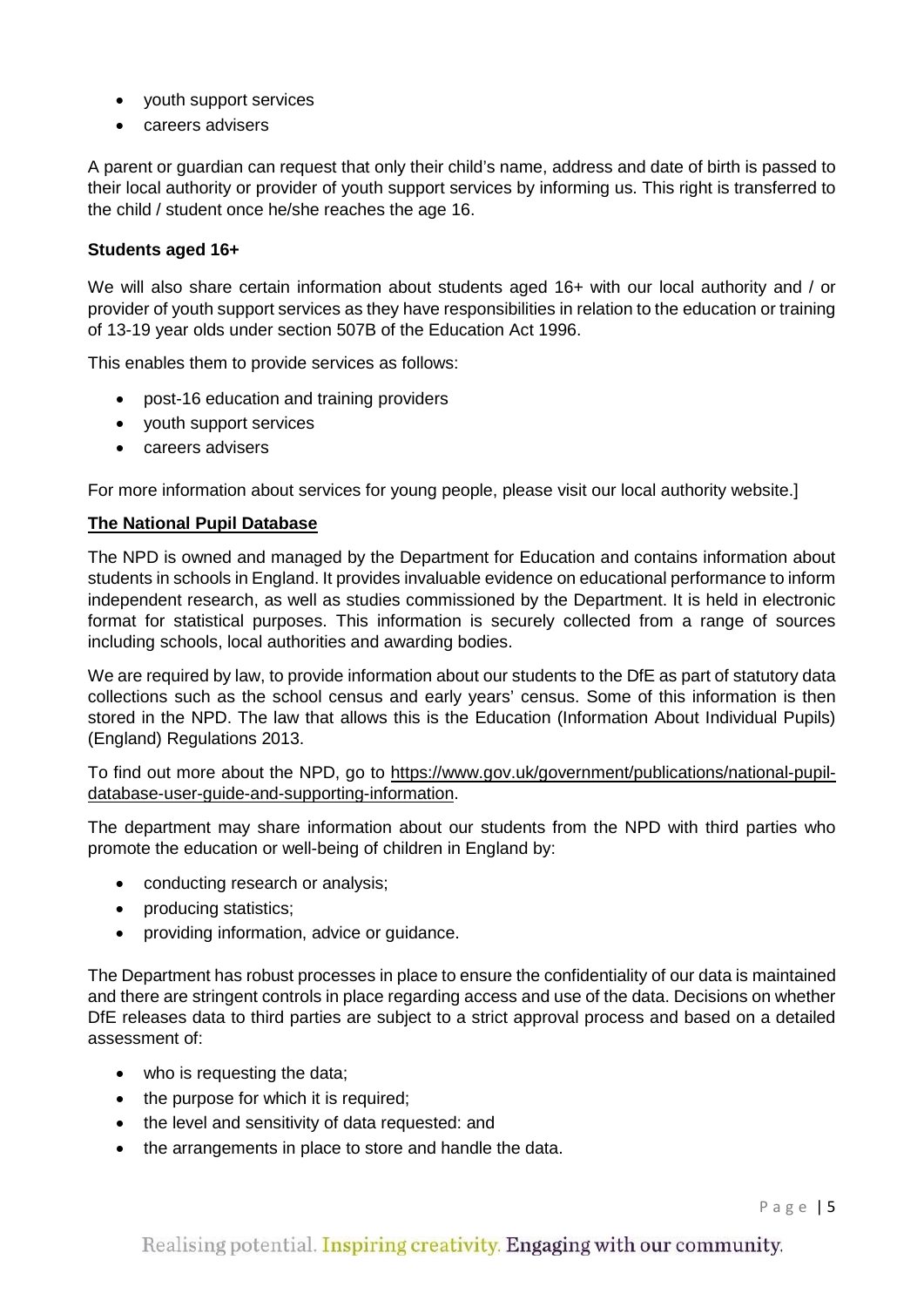- youth support services
- careers advisers

A parent or guardian can request that only their child's name, address and date of birth is passed to their local authority or provider of youth support services by informing us. This right is transferred to the child / student once he/she reaches the age 16.

**Students aged 16+**

We will also share certain information about students aged 16+ with our local authority and / or provider of youth support services as they have responsibilities in relation to the education or training of 13-19 year olds under section 507B of the Education Act 1996.

This enables them to provide services as follows:

- post-16 education and training providers
- youth support services
- careers advisers

For more information about services for young people, please visit our local authority website.]

**The National Pupil Database**

The NPD is owned and managed by the Department for Education and contains information about students in schools in England. It provides invaluable evidence on educational performance to inform independent research, as well as studies commissioned by the Department. It is held in electronic format for statistical purposes. This information is securely collected from a range of sources including schools, local authorities and awarding bodies.

We are required by law, to provide information about our students to the DfE as part of statutory data collections such as the school census and early years' census. Some of this information is then stored in the NPD. The law that allows this is the Education (Information About Individual Pupils) (England) Regulations 2013.

To find out more about the NPD, go to https://www.gov.uk/government/publications/national-pupil-database-user-guide-and-supporting-information.

The department may share information about our students from the NPD with third parties who promote the education or well-being of children in England by:

- conducting research or analysis;
- producing statistics;
- providing information, advice or guidance.

The Department has robust processes in place to ensure the confidentiality of our data is maintained and there are stringent controls in place regarding access and use of the data. Decisions on whether DfE releases data to third parties are subject to a strict approval process and based on a detailed assessment of:

- who is requesting the data;
- the purpose for which it is required;
- the level and sensitivity of data requested: and
- the arrangements in place to store and handle the data.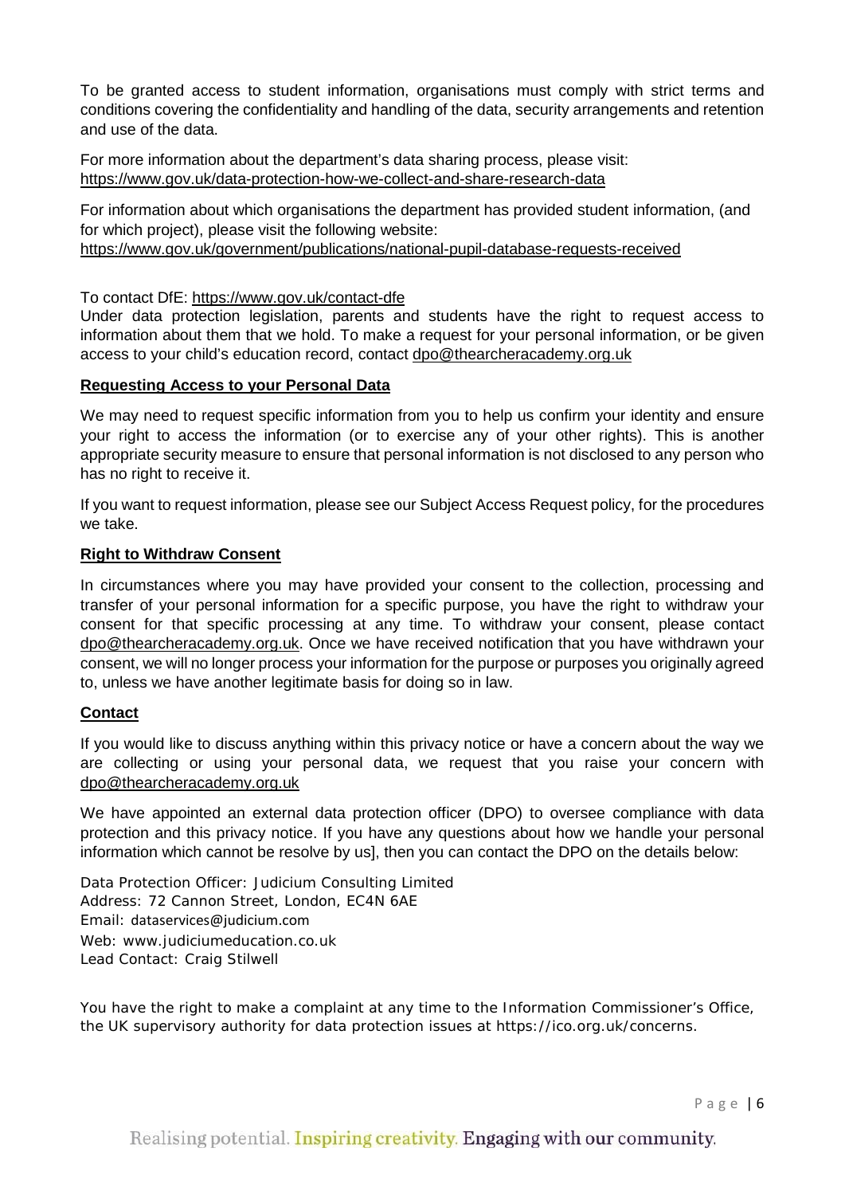To be granted access to student information, organisations must comply with strict terms and conditions covering the confidentiality and handling of the data, security arrangements and retention and use of the data.

For more information about the department's data sharing process, please visit: https://www.gov.uk/data-protection-how-we-collect-and-share-research-data

For information about which organisations the department has provided student information, (and for which project), please visit the following website: https://www.gov.uk/government/publications/national-pupil-database-requests-received

To contact DfE: https://www.gov.uk/contact-dfe

Under data protection legislation, parents and students have the right to request access to information about them that we hold. To make a request for your personal information, or be given access to your child's education record, contact dpo@thearcheracademy.org.uk

**Requesting Access to your Personal Data**

We may need to request specific information from you to help us confirm your identity and ensure your right to access the information (or to exercise any of your other rights). This is another appropriate security measure to ensure that personal information is not disclosed to any person who has no right to receive it.

If you want to request information, please see our Subject Access Request policy, for the procedures we take.

**Right to Withdraw Consent**

In circumstances where you may have provided your consent to the collection, processing and transfer of your personal information for a specific purpose, you have the right to withdraw your consent for that specific processing at any time. To withdraw your consent, please contact dpo@thearcheracademy.org.uk. Once we have received notification that you have withdrawn your consent, we will no longer process your information for the purpose or purposes you originally agreed to, unless we have another legitimate basis for doing so in law.

**Contact**

If you would like to discuss anything within this privacy notice or have a concern about the way we are collecting or using your personal data, we request that you raise your concern with dpo@thearcheracademy.org.uk

We have appointed an external data protection officer (DPO) to oversee compliance with data protection and this privacy notice. If you have any questions about how we handle your personal information which cannot be resolve by us], then you can contact the DPO on the details below:

Data Protection Officer: Judicium Consulting Limited
Address: 72 Cannon Street, London, EC4N 6AE
Email: dataservices@judicium.com
Web: www.judiciumeducation.co.uk
Lead Contact: Craig Stilwell

You have the right to make a complaint at any time to the Information Commissioner's Office, the UK supervisory authority for data protection issues at https://ico.org.uk/concerns.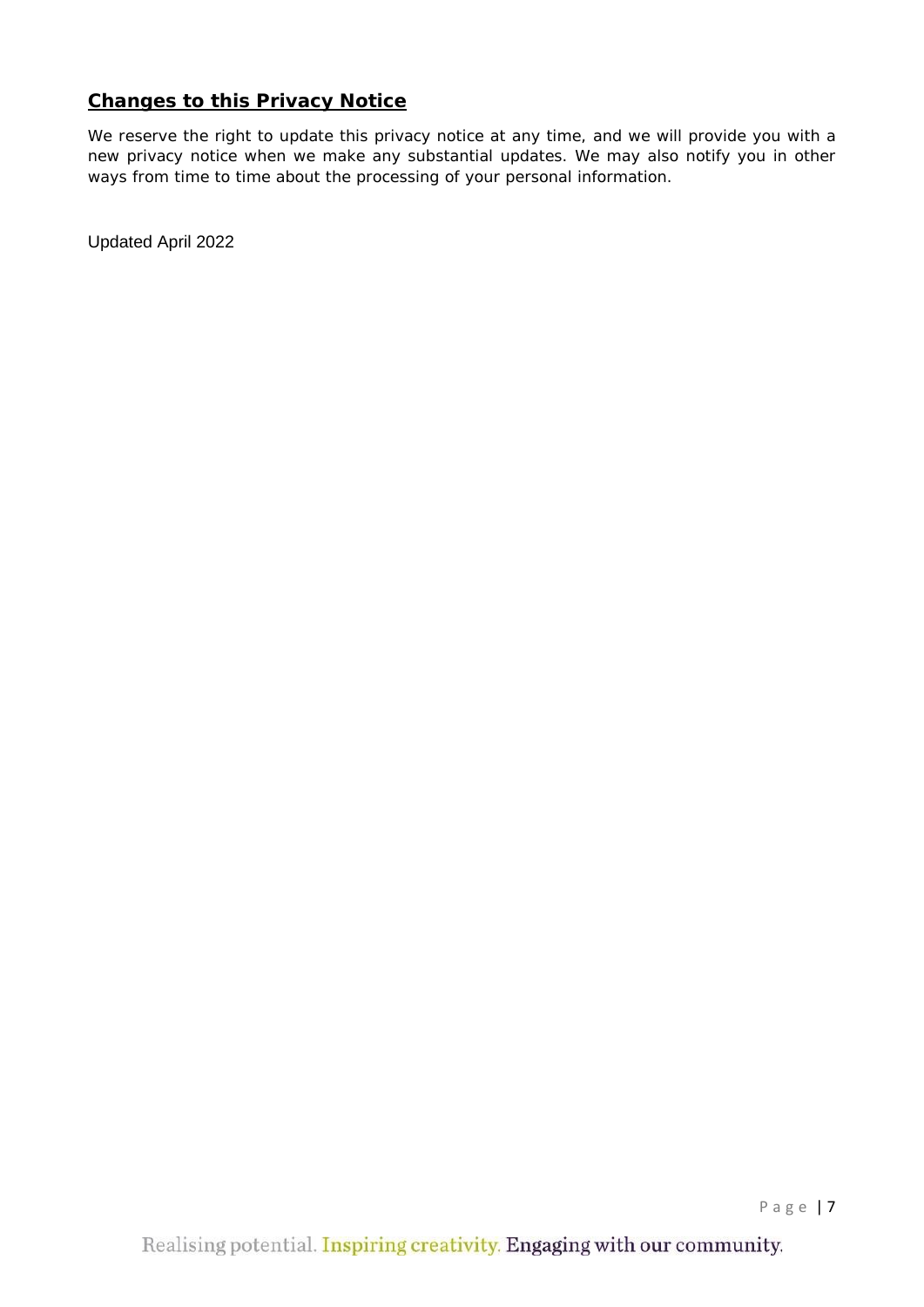## Changes to this Privacy Notice

We reserve the right to update this privacy notice at any time, and we will provide you with a new privacy notice when we make any substantial updates. We may also notify you in other ways from time to time about the processing of your personal information.

Updated April 2022